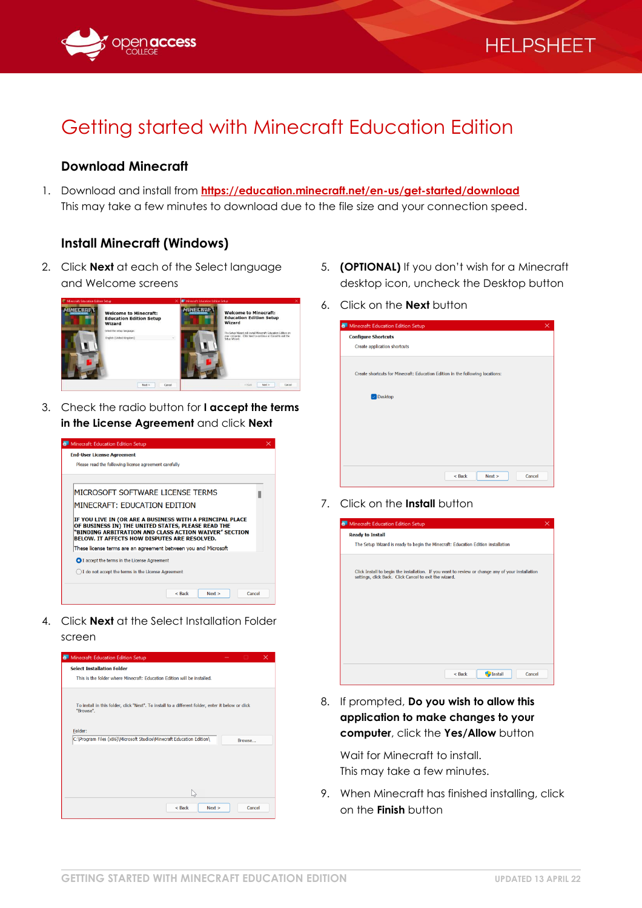# Getting started with Minecraft Education Edition

## Download Minecraft

1. Download and install from **https://education.minecraft.net/en-us/get-started/download**
This may take a few minutes to download due to the file size and your connection speed.

## Install Minecraft (Windows)

2. Click **Next** at each of the Select language and Welcome screens

3. Check the radio button for **I accept the terms in the License Agreement** and click **Next**

4. Click **Next** at the Select Installation Folder screen

5. **(OPTIONAL)** If you don't wish for a Minecraft desktop icon, uncheck the Desktop button

6. Click on the **Next** button

7. Click on the **Install** button

8. If prompted, **Do you wish to allow this application to make changes to your computer**, click the **Yes/Allow** button

   Wait for Minecraft to install.
   This may take a few minutes.

9. When Minecraft has finished installing, click on the **Finish** button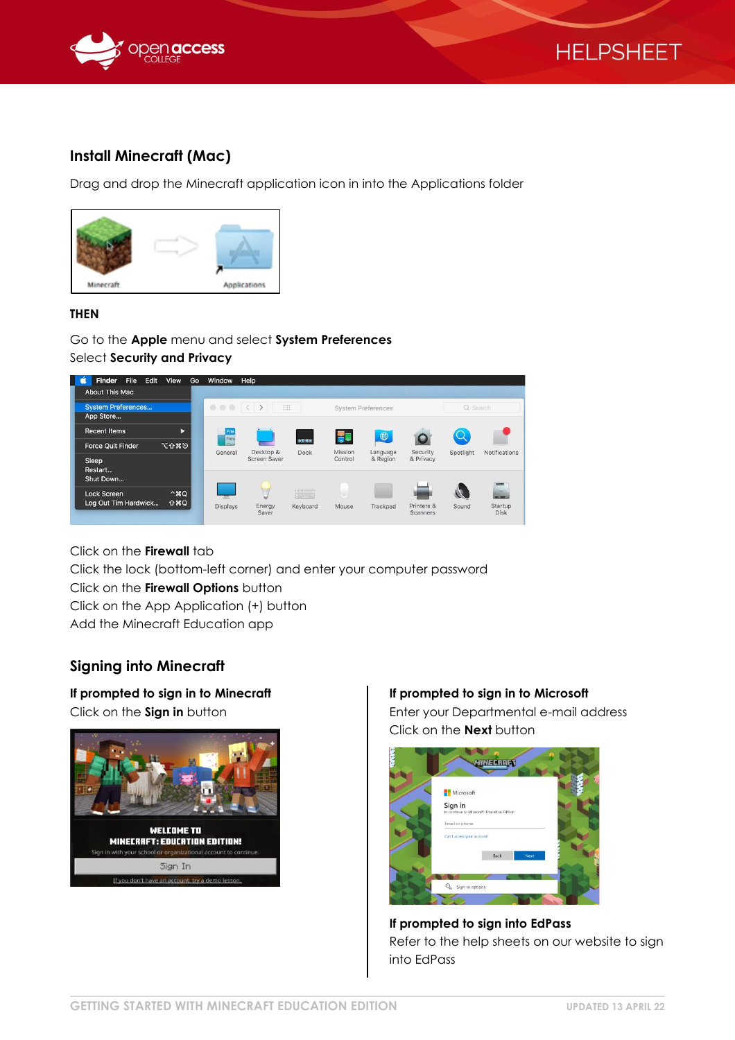## Install Minecraft (Mac)

Drag and drop the Minecraft application icon in into the Applications folder

**THEN**

Go to the **Apple** menu and select **System Preferences**
Select **Security and Privacy**

Click on the **Firewall** tab
Click the lock (bottom-left corner) and enter your computer password
Click on the **Firewall Options** button
Click on the App Application (+) button
Add the Minecraft Education app

## Signing into Minecraft

### If prompted to sign in to Minecraft

Click on the **Sign in** button

### If prompted to sign in to Microsoft

Enter your Departmental e-mail address
Click on the **Next** button

### If prompted to sign into EdPass

Refer to the help sheets on our website to sign into EdPass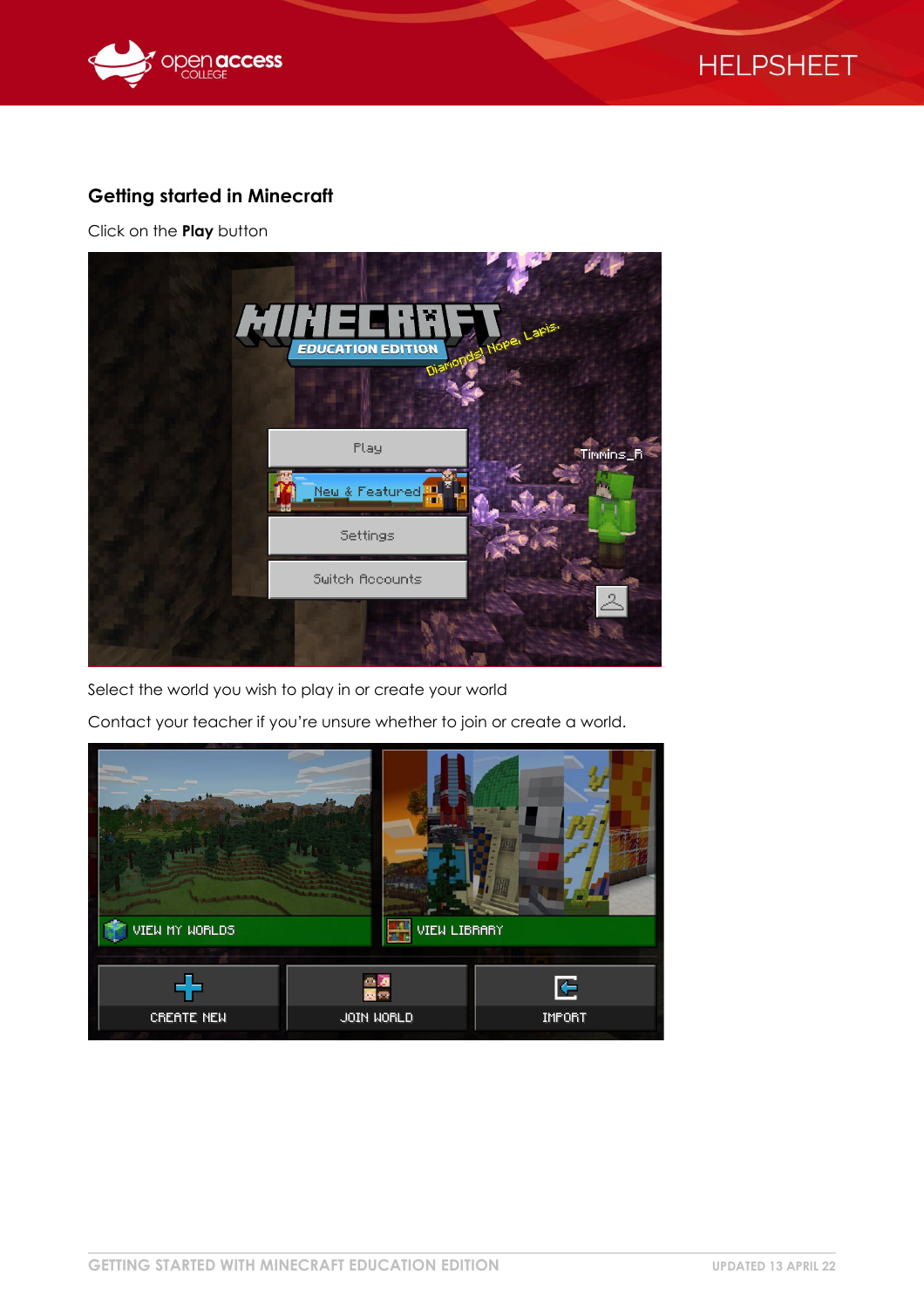## Getting started in Minecraft

Click on the **Play** button

Select the world you wish to play in or create your world

Contact your teacher if you're unsure whether to join or create a world.